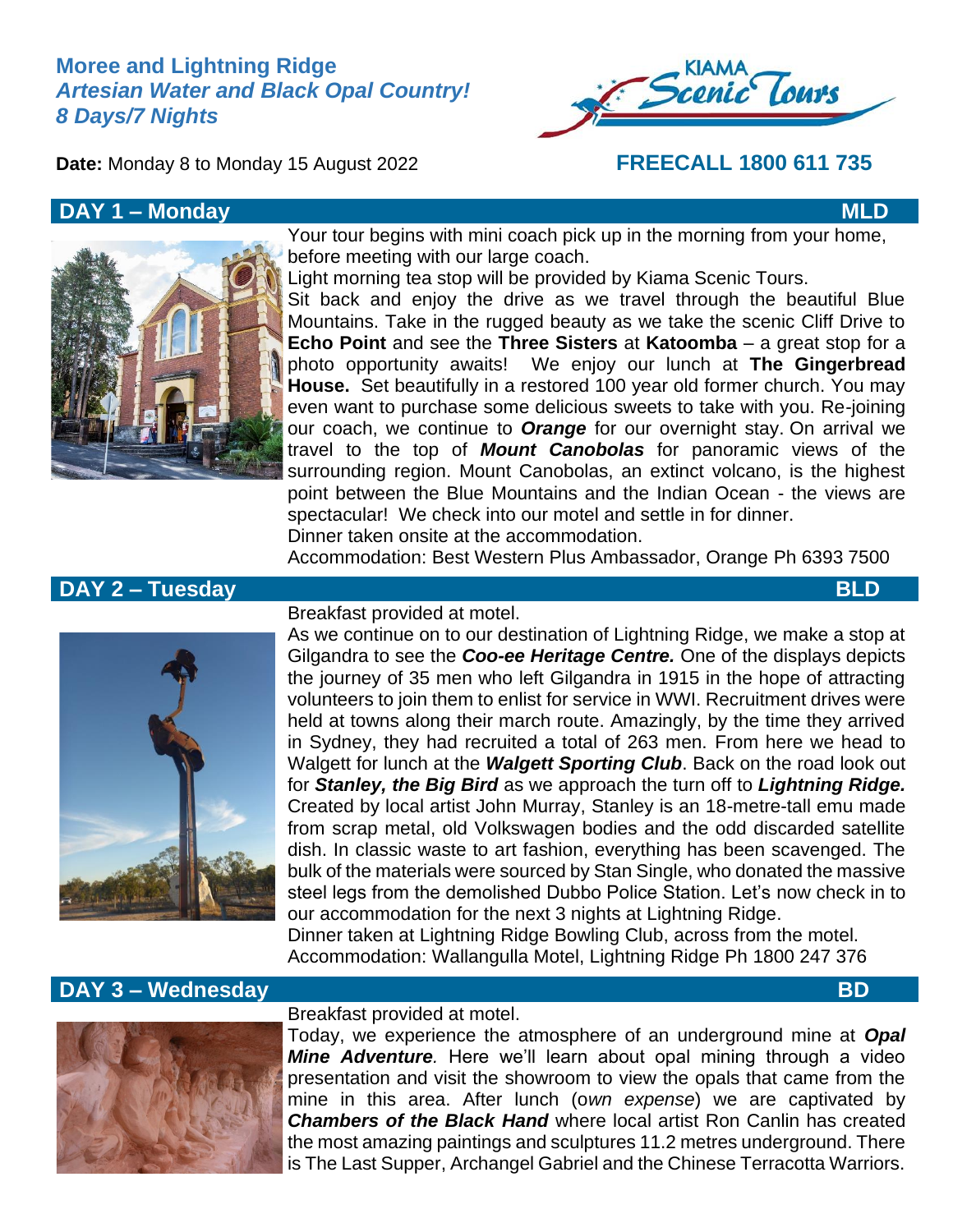# Moree and Lightning Ridge

## *Artesian Water and Black Opal Country!*

## *8 Days/7 Nights*

**Date:** Monday 8 to Monday 15 August 2022

**FREECALL 1800 611 735**

## DAY 1 – Monday — MLD

Your tour begins with mini coach pick up in the morning from your home, before meeting with our large coach.

Light morning tea stop will be provided by Kiama Scenic Tours.

Sit back and enjoy the drive as we travel through the beautiful Blue Mountains. Take in the rugged beauty as we take the scenic Cliff Drive to **Echo Point** and see the **Three Sisters** at **Katoomba** – a great stop for a photo opportunity awaits! We enjoy our lunch at **The Gingerbread House.** Set beautifully in a restored 100 year old former church. You may even want to purchase some delicious sweets to take with you. Re-joining our coach, we continue to ***Orange*** for our overnight stay. On arrival we travel to the top of ***Mount Canobolas*** for panoramic views of the surrounding region. Mount Canobolas, an extinct volcano, is the highest point between the Blue Mountains and the Indian Ocean - the views are spectacular! We check into our motel and settle in for dinner.

Dinner taken onsite at the accommodation.

Accommodation: Best Western Plus Ambassador, Orange Ph 6393 7500

## DAY 2 – Tuesday — BLD

Breakfast provided at motel.

As we continue on to our destination of Lightning Ridge, we make a stop at Gilgandra to see the ***Coo-ee Heritage Centre.*** One of the displays depicts the journey of 35 men who left Gilgandra in 1915 in the hope of attracting volunteers to join them to enlist for service in WWI. Recruitment drives were held at towns along their march route. Amazingly, by the time they arrived in Sydney, they had recruited a total of 263 men. From here we head to Walgett for lunch at the ***Walgett Sporting Club***. Back on the road look out for ***Stanley, the Big Bird*** as we approach the turn off to ***Lightning Ridge.*** Created by local artist John Murray, Stanley is an 18-metre-tall emu made from scrap metal, old Volkswagen bodies and the odd discarded satellite dish. In classic waste to art fashion, everything has been scavenged. The bulk of the materials were sourced by Stan Single, who donated the massive steel legs from the demolished Dubbo Police Station. Let's now check in to our accommodation for the next 3 nights at Lightning Ridge.

Dinner taken at Lightning Ridge Bowling Club, across from the motel.

Accommodation: Wallangulla Motel, Lightning Ridge Ph 1800 247 376

## DAY 3 – Wednesday — BD

Breakfast provided at motel.

Today, we experience the atmosphere of an underground mine at ***Opal Mine Adventure****.* Here we'll learn about opal mining through a video presentation and visit the showroom to view the opals that came from the mine in this area. After lunch (o*wn expense*) we are captivated by ***Chambers of the Black Hand*** where local artist Ron Canlin has created the most amazing paintings and sculptures 11.2 metres underground. There is The Last Supper, Archangel Gabriel and the Chinese Terracotta Warriors.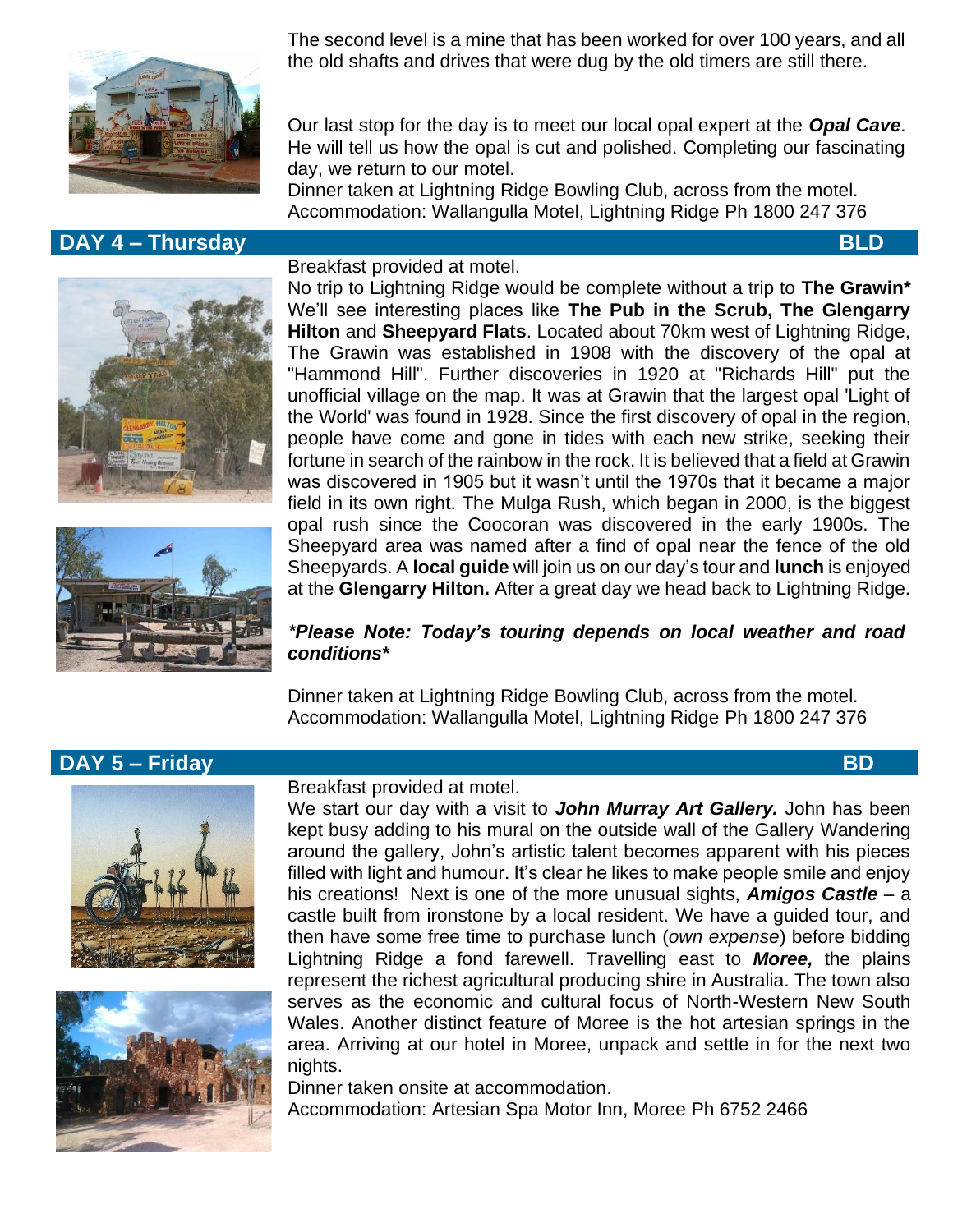The second level is a mine that has been worked for over 100 years, and all the old shafts and drives that were dug by the old timers are still there.

Our last stop for the day is to meet our local opal expert at the ***Opal Cave***. He will tell us how the opal is cut and polished. Completing our fascinating day, we return to our motel.
Dinner taken at Lightning Ridge Bowling Club, across from the motel.
Accommodation: Wallangulla Motel, Lightning Ridge Ph 1800 247 376

## DAY 4 – Thursday BLD

Breakfast provided at motel.
No trip to Lightning Ridge would be complete without a trip to **The Grawin*** We'll see interesting places like **The Pub in the Scrub, The Glengarry Hilton** and **Sheepyard Flats**. Located about 70km west of Lightning Ridge, The Grawin was established in 1908 with the discovery of the opal at "Hammond Hill". Further discoveries in 1920 at "Richards Hill" put the unofficial village on the map. It was at Grawin that the largest opal 'Light of the World' was found in 1928. Since the first discovery of opal in the region, people have come and gone in tides with each new strike, seeking their fortune in search of the rainbow in the rock. It is believed that a field at Grawin was discovered in 1905 but it wasn't until the 1970s that it became a major field in its own right. The Mulga Rush, which began in 2000, is the biggest opal rush since the Coocoran was discovered in the early 1900s. The Sheepyard area was named after a find of opal near the fence of the old Sheepyards. A **local guide** will join us on our day's tour and **lunch** is enjoyed at the **Glengarry Hilton.** After a great day we head back to Lightning Ridge.

***\*Please Note: Today's touring depends on local weather and road conditions\****

Dinner taken at Lightning Ridge Bowling Club, across from the motel.
Accommodation: Wallangulla Motel, Lightning Ridge Ph 1800 247 376

## DAY 5 – Friday BD

Breakfast provided at motel.
We start our day with a visit to ***John Murray Art Gallery.*** John has been kept busy adding to his mural on the outside wall of the Gallery Wandering around the gallery, John's artistic talent becomes apparent with his pieces filled with light and humour. It's clear he likes to make people smile and enjoy his creations! Next is one of the more unusual sights, ***Amigos Castle*** – a castle built from ironstone by a local resident. We have a guided tour, and then have some free time to purchase lunch (*own expense*) before bidding Lightning Ridge a fond farewell. Travelling east to ***Moree,*** the plains represent the richest agricultural producing shire in Australia. The town also serves as the economic and cultural focus of North-Western New South Wales. Another distinct feature of Moree is the hot artesian springs in the area. Arriving at our hotel in Moree, unpack and settle in for the next two nights.
Dinner taken onsite at accommodation.
Accommodation: Artesian Spa Motor Inn, Moree Ph 6752 2466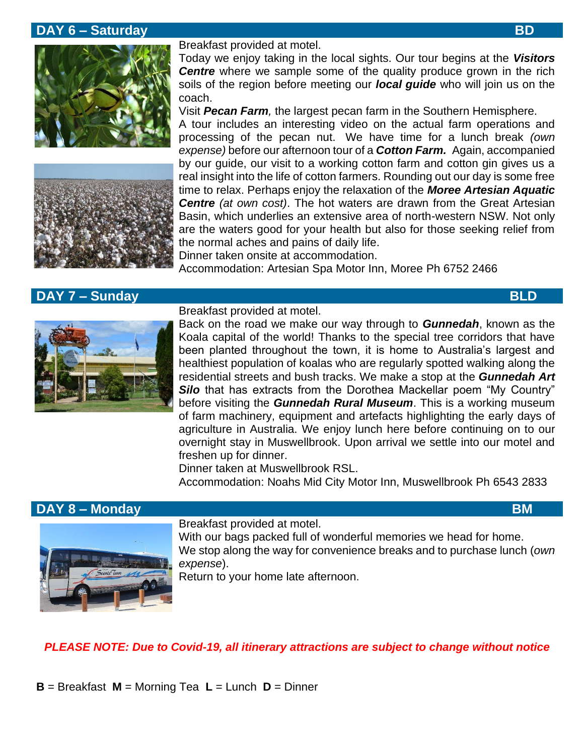## DAY 6 – Saturday BD

Breakfast provided at motel.
Today we enjoy taking in the local sights. Our tour begins at the ***Visitors Centre*** where we sample some of the quality produce grown in the rich soils of the region before meeting our ***local guide*** who will join us on the coach.
Visit ***Pecan Farm****,* the largest pecan farm in the Southern Hemisphere.
A tour includes an interesting video on the actual farm operations and processing of the pecan nut. We have time for a lunch break *(own expense)* before our afternoon tour of a ***Cotton Farm.*** Again, accompanied by our guide, our visit to a working cotton farm and cotton gin gives us a real insight into the life of cotton farmers. Rounding out our day is some free time to relax. Perhaps enjoy the relaxation of the ***Moree Artesian Aquatic Centre*** *(at own cost)*. The hot waters are drawn from the Great Artesian Basin, which underlies an extensive area of north-western NSW. Not only are the waters good for your health but also for those seeking relief from the normal aches and pains of daily life.
Dinner taken onsite at accommodation.
Accommodation: Artesian Spa Motor Inn, Moree Ph 6752 2466

## DAY 7 – Sunday BLD

Breakfast provided at motel.
Back on the road we make our way through to ***Gunnedah***, known as the Koala capital of the world! Thanks to the special tree corridors that have been planted throughout the town, it is home to Australia's largest and healthiest population of koalas who are regularly spotted walking along the residential streets and bush tracks. We make a stop at the ***Gunnedah Art Silo*** that has extracts from the Dorothea Mackellar poem "My Country" before visiting the ***Gunnedah Rural Museum***. This is a working museum of farm machinery, equipment and artefacts highlighting the early days of agriculture in Australia. We enjoy lunch here before continuing on to our overnight stay in Muswellbrook. Upon arrival we settle into our motel and freshen up for dinner.
Dinner taken at Muswellbrook RSL.
Accommodation: Noahs Mid City Motor Inn, Muswellbrook Ph 6543 2833

## DAY 8 – Monday BM

Breakfast provided at motel.
With our bags packed full of wonderful memories we head for home.
We stop along the way for convenience breaks and to purchase lunch (*own expense*).
Return to your home late afternoon.

***PLEASE NOTE: Due to Covid-19, all itinerary attractions are subject to change without notice***

**B** = Breakfast **M** = Morning Tea **L** = Lunch **D** = Dinner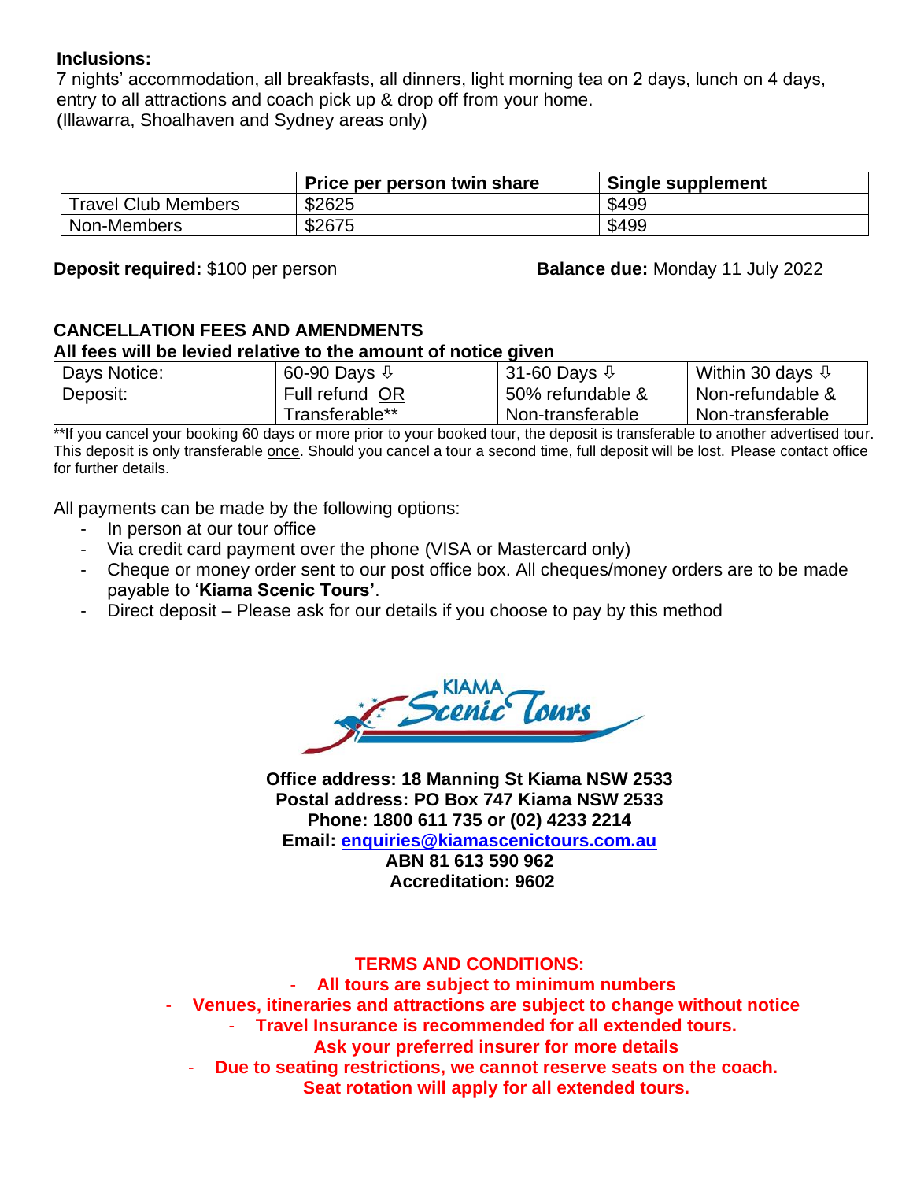**Inclusions:**
7 nights' accommodation, all breakfasts, all dinners, light morning tea on 2 days, lunch on 4 days, entry to all attractions and coach pick up & drop off from your home.
(Illawarra, Shoalhaven and Sydney areas only)

| | Price per person twin share | Single supplement |
|---|---|---|
| Travel Club Members | $2625 | $499 |
| Non-Members | $2675 | $499 |

**Deposit required:** $100 per person

**Balance due:** Monday 11 July 2022

**CANCELLATION FEES AND AMENDMENTS**

**All fees will be levied relative to the amount of notice given**

| Days Notice: | 60-90 Days ⇩ | 31-60 Days ⇩ | Within 30 days ⇩ |
|---|---|---|---|
| Deposit: | Full refund OR Transferable** | 50% refundable & Non-transferable | Non-refundable & Non-transferable |

**If you cancel your booking 60 days or more prior to your booked tour, the deposit is transferable to another advertised tour. This deposit is only transferable once. Should you cancel a tour a second time, full deposit will be lost. Please contact office for further details.

All payments can be made by the following options:

- In person at our tour office
- Via credit card payment over the phone (VISA or Mastercard only)
- Cheque or money order sent to our post office box. All cheques/money orders are to be made payable to '**Kiama Scenic Tours'**.
- Direct deposit – Please ask for our details if you choose to pay by this method

KIAMA Scenic Tours

**Office address: 18 Manning St Kiama NSW 2533**
**Postal address: PO Box 747 Kiama NSW 2533**
**Phone: 1800 611 735 or (02) 4233 2214**
**Email: enquiries@kiamascenictours.com.au**
**ABN 81 613 590 962**
**Accreditation: 9602**

**TERMS AND CONDITIONS:**

- **All tours are subject to minimum numbers**
- **Venues, itineraries and attractions are subject to change without notice**
- **Travel Insurance is recommended for all extended tours. Ask your preferred insurer for more details**
- **Due to seating restrictions, we cannot reserve seats on the coach. Seat rotation will apply for all extended tours.**